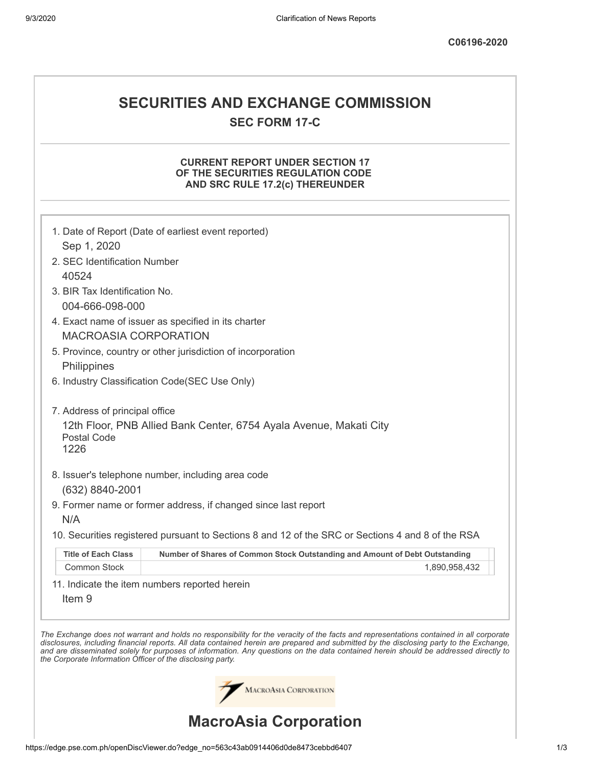C06196-2020

# SECURITIES AND EXCHANGE COMMISSION

## SEC FORM 17-C

### CURRENT REPORT UNDER SECTION 17 OF THE SECURITIES REGULATION CODE AND SRC RULE 17.2(c) THEREUNDER

1. Date of Report (Date of earliest event reported)
   Sep 1, 2020
2. SEC Identification Number
   40524
3. BIR Tax Identification No.
   004-666-098-000
4. Exact name of issuer as specified in its charter
   MACROASIA CORPORATION
5. Province, country or other jurisdiction of incorporation
   Philippines
6. Industry Classification Code(SEC Use Only)

7. Address of principal office
   12th Floor, PNB Allied Bank Center, 6754 Ayala Avenue, Makati City
   Postal Code
   1226
8. Issuer's telephone number, including area code
   (632) 8840-2001
9. Former name or former address, if changed since last report
   N/A
10. Securities registered pursuant to Sections 8 and 12 of the SRC or Sections 4 and 8 of the RSA

| Title of Each Class | Number of Shares of Common Stock Outstanding and Amount of Debt Outstanding |
|---|---|
| Common Stock | 1,890,958,432 |

11. Indicate the item numbers reported herein
    Item 9

*The Exchange does not warrant and holds no responsibility for the veracity of the facts and representations contained in all corporate disclosures, including financial reports. All data contained herein are prepared and submitted by the disclosing party to the Exchange, and are disseminated solely for purposes of information. Any questions on the data contained herein should be addressed directly to the Corporate Information Officer of the disclosing party.*

MacroAsia Corporation

# MacroAsia Corporation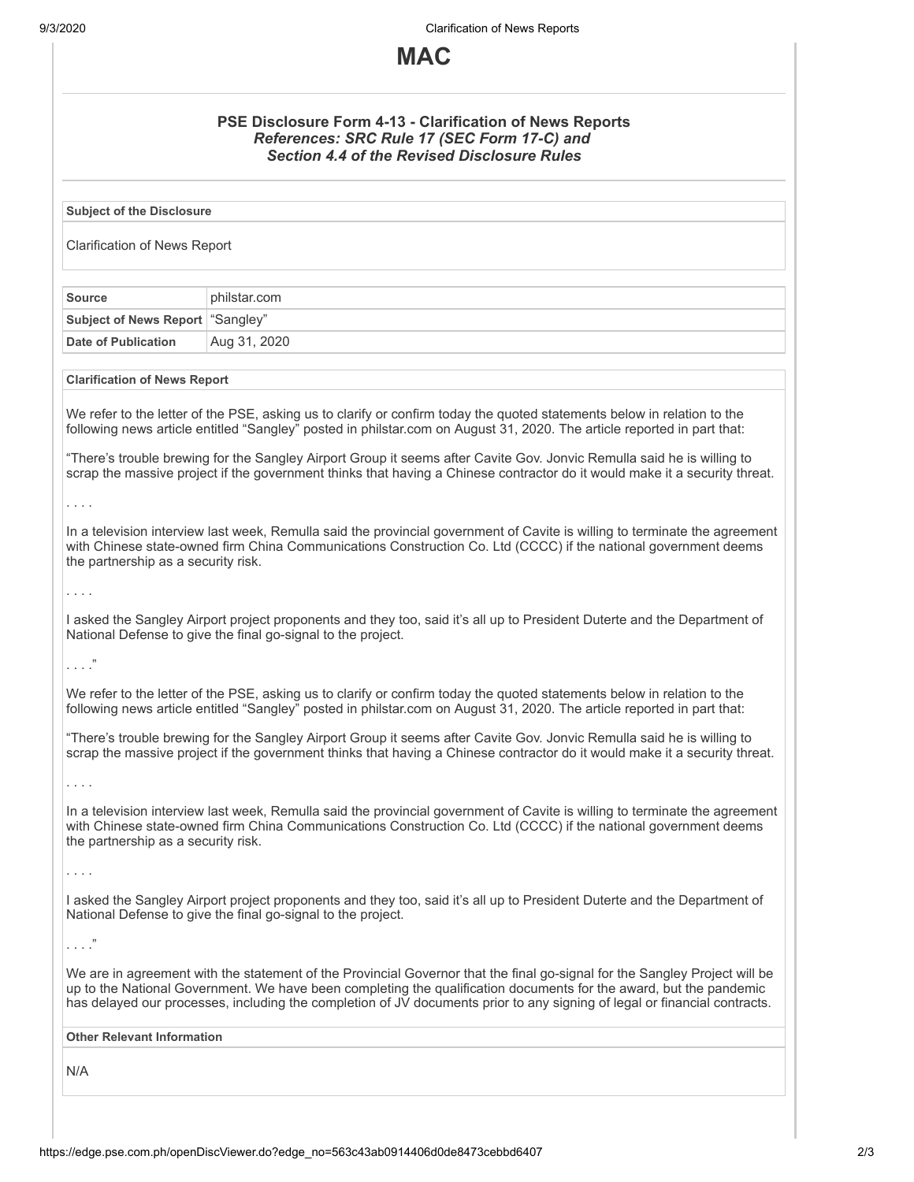# MAC

### PSE Disclosure Form 4-13 - Clarification of News Reports

***References: SRC Rule 17 (SEC Form 17-C) and Section 4.4 of the Revised Disclosure Rules***

**Subject of the Disclosure**

Clarification of News Report

| Source | philstar.com |
| --- | --- |
| **Subject of News Report** | "Sangley" |
| **Date of Publication** | Aug 31, 2020 |

**Clarification of News Report**

We refer to the letter of the PSE, asking us to clarify or confirm today the quoted statements below in relation to the following news article entitled "Sangley" posted in philstar.com on August 31, 2020. The article reported in part that:

"There's trouble brewing for the Sangley Airport Group it seems after Cavite Gov. Jonvic Remulla said he is willing to scrap the massive project if the government thinks that having a Chinese contractor do it would make it a security threat.

. . . .

In a television interview last week, Remulla said the provincial government of Cavite is willing to terminate the agreement with Chinese state-owned firm China Communications Construction Co. Ltd (CCCC) if the national government deems the partnership as a security risk.

. . . .

I asked the Sangley Airport project proponents and they too, said it's all up to President Duterte and the Department of National Defense to give the final go-signal to the project.

. . . ."

We refer to the letter of the PSE, asking us to clarify or confirm today the quoted statements below in relation to the following news article entitled "Sangley" posted in philstar.com on August 31, 2020. The article reported in part that:

"There's trouble brewing for the Sangley Airport Group it seems after Cavite Gov. Jonvic Remulla said he is willing to scrap the massive project if the government thinks that having a Chinese contractor do it would make it a security threat.

. . . .

In a television interview last week, Remulla said the provincial government of Cavite is willing to terminate the agreement with Chinese state-owned firm China Communications Construction Co. Ltd (CCCC) if the national government deems the partnership as a security risk.

. . . .

I asked the Sangley Airport project proponents and they too, said it's all up to President Duterte and the Department of National Defense to give the final go-signal to the project.

. . . ."

We are in agreement with the statement of the Provincial Governor that the final go-signal for the Sangley Project will be up to the National Government. We have been completing the qualification documents for the award, but the pandemic has delayed our processes, including the completion of JV documents prior to any signing of legal or financial contracts.

**Other Relevant Information**

N/A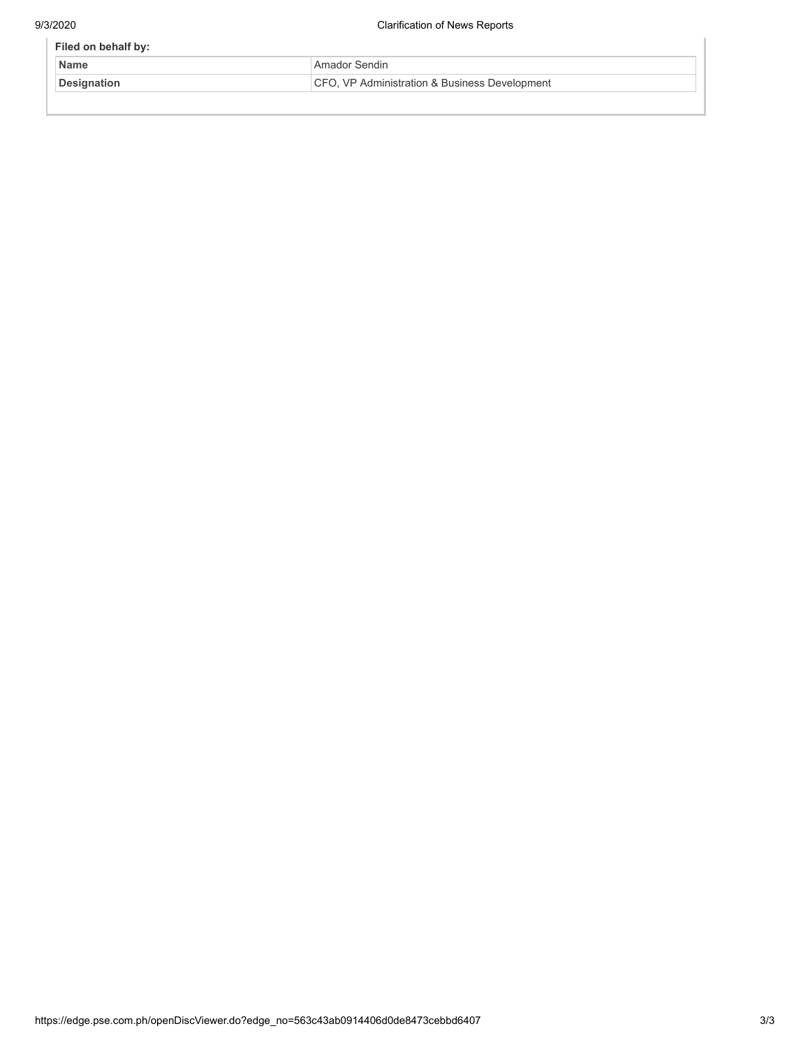**Filed on behalf by:**

| | |
|---|---|
| **Name** | Amador Sendin |
| **Designation** | CFO, VP Administration & Business Development |